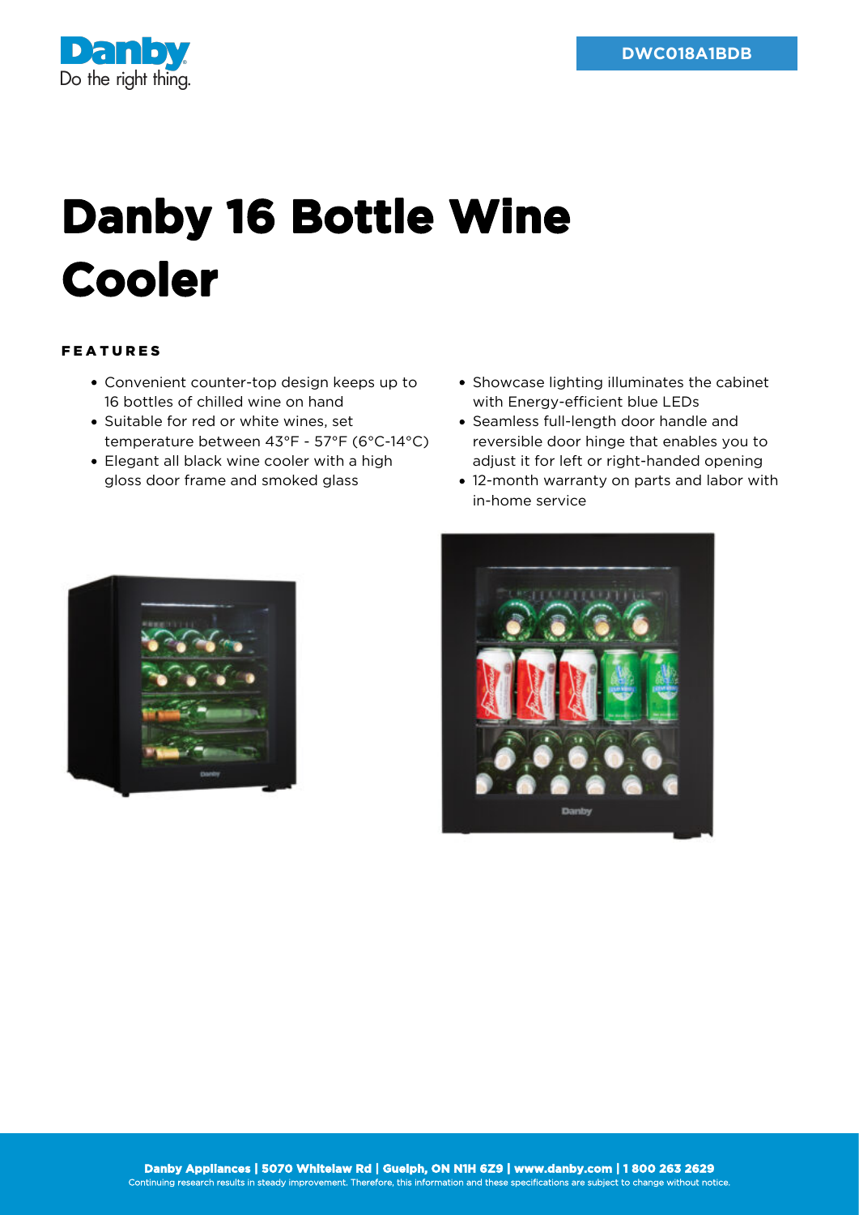Danby
Do the right thing.

DWC018A1BDB

# Danby 16 Bottle Wine Cooler

## FEATURES

- Convenient counter-top design keeps up to 16 bottles of chilled wine on hand
- Suitable for red or white wines, set temperature between 43°F - 57°F (6°C-14°C)
- Elegant all black wine cooler with a high gloss door frame and smoked glass
- Showcase lighting illuminates the cabinet with Energy-efficient blue LEDs
- Seamless full-length door handle and reversible door hinge that enables you to adjust it for left or right-handed opening
- 12-month warranty on parts and labor with in-home service

**Danby Appliances | 5070 Whitelaw Rd | Guelph, ON N1H 6Z9 | www.danby.com | 1 800 263 2629**
Continuing research results in steady improvement. Therefore, this information and these specifications are subject to change without notice.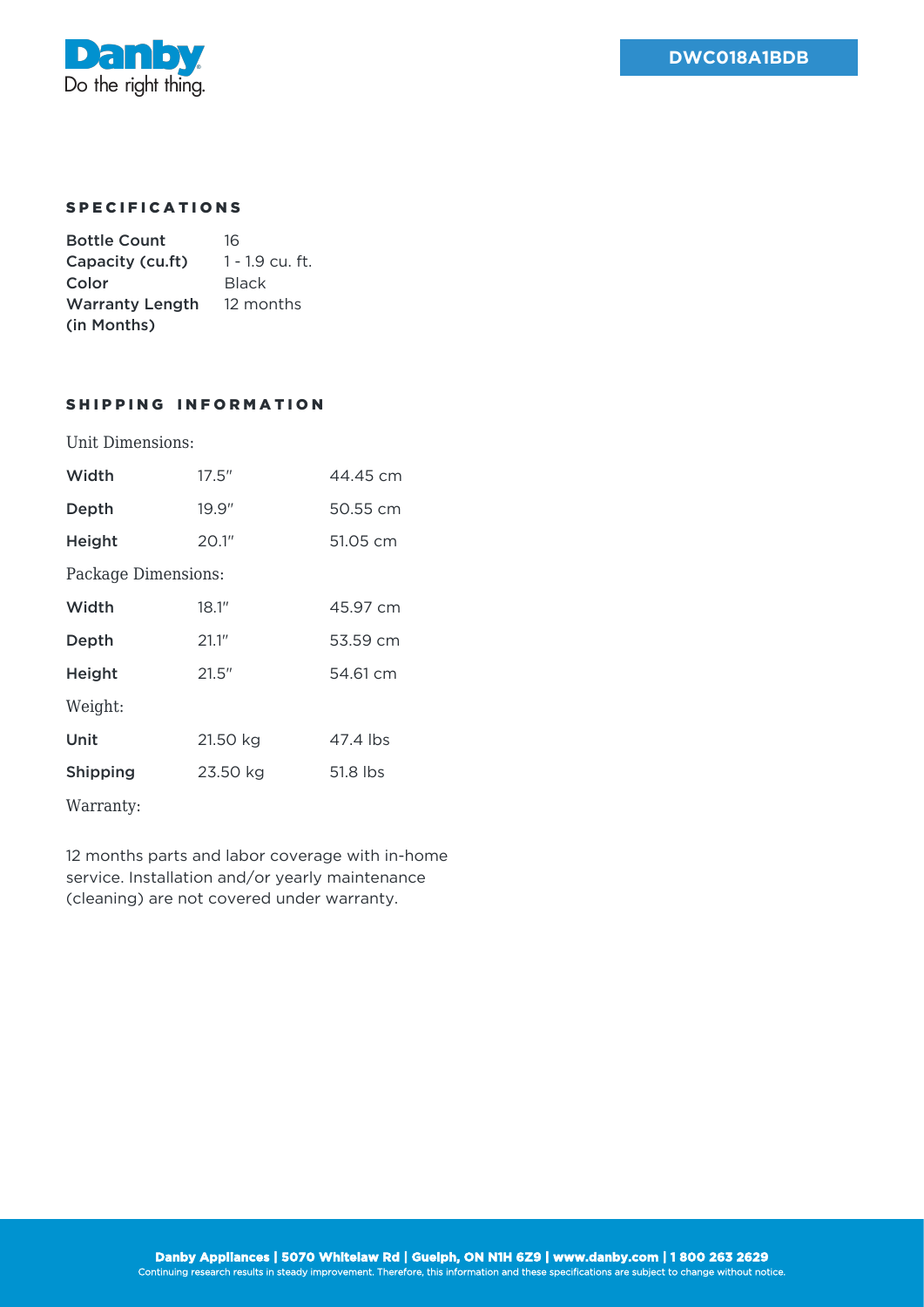## SPECIFICATIONS

| | |
|---|---|
| **Bottle Count** | 16 |
| **Capacity (cu.ft)** | 1 - 1.9 cu. ft. |
| **Color** | Black |
| **Warranty Length (in Months)** | 12 months |

## SHIPPING INFORMATION

Unit Dimensions:

| | | |
|---|---|---|
| **Width** | 17.5" | 44.45 cm |
| **Depth** | 19.9" | 50.55 cm |
| **Height** | 20.1" | 51.05 cm |

Package Dimensions:

| | | |
|---|---|---|
| **Width** | 18.1" | 45.97 cm |
| **Depth** | 21.1" | 53.59 cm |
| **Height** | 21.5" | 54.61 cm |

Weight:

| | | |
|---|---|---|
| **Unit** | 21.50 kg | 47.4 lbs |
| **Shipping** | 23.50 kg | 51.8 lbs |

Warranty:

12 months parts and labor coverage with in-home service. Installation and/or yearly maintenance (cleaning) are not covered under warranty.